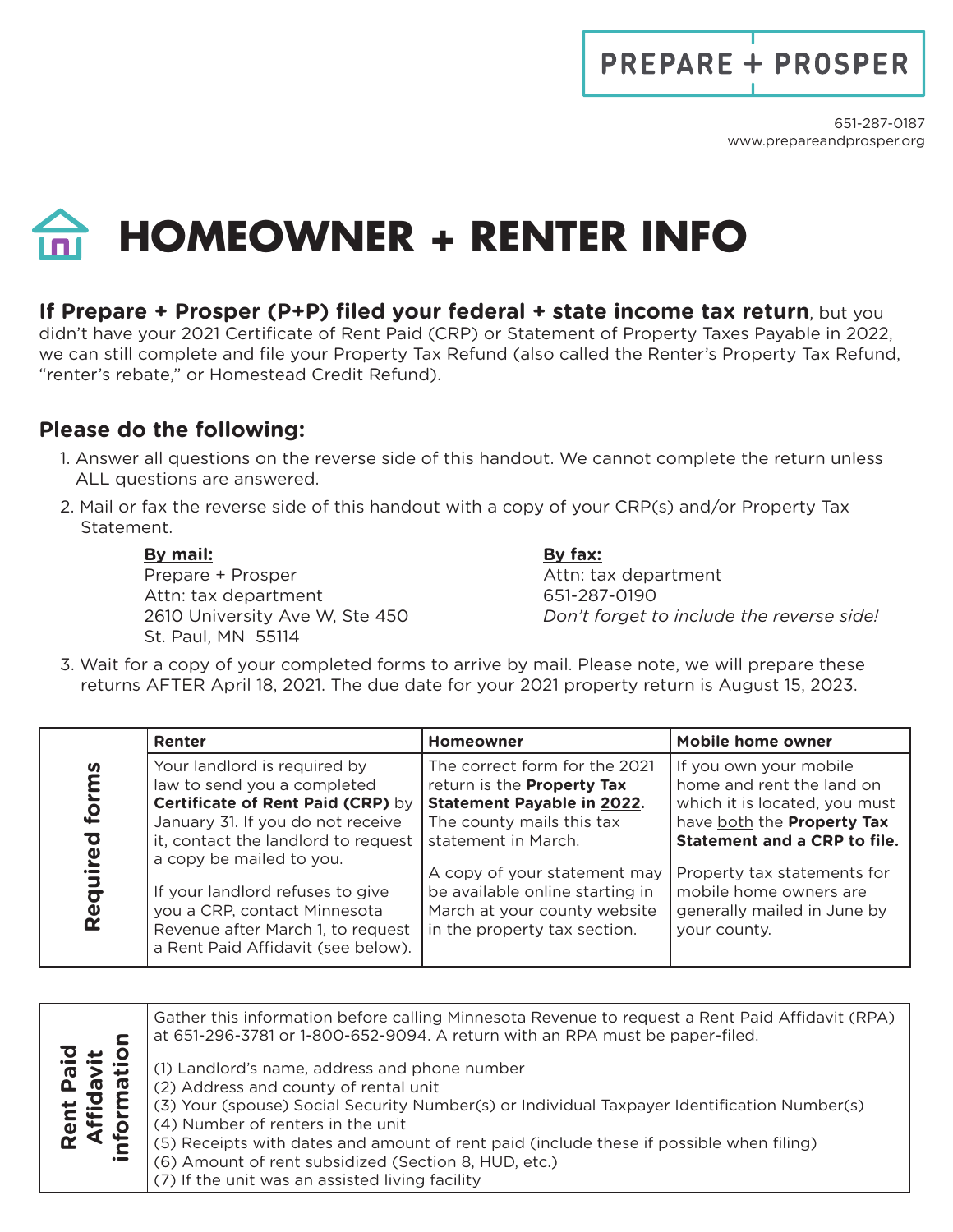PREPARE + PROSPER

651-287-0187
www.prepareandprosper.org

# HOMEOWNER + RENTER INFO

**If Prepare + Prosper (P+P) filed your federal + state income tax return**, but you didn't have your 2021 Certificate of Rent Paid (CRP) or Statement of Property Taxes Payable in 2022, we can still complete and file your Property Tax Refund (also called the Renter's Property Tax Refund, "renter's rebate," or Homestead Credit Refund).

## Please do the following:

1. Answer all questions on the reverse side of this handout. We cannot complete the return unless ALL questions are answered.
2. Mail or fax the reverse side of this handout with a copy of your CRP(s) and/or Property Tax Statement.

   **By mail:**
   Prepare + Prosper
   Attn: tax department
   2610 University Ave W, Ste 450
   St. Paul, MN 55114

   **By fax:**
   Attn: tax department
   651-287-0190
   *Don't forget to include the reverse side!*

3. Wait for a copy of your completed forms to arrive by mail. Please note, we will prepare these returns AFTER April 18, 2021. The due date for your 2021 property return is August 15, 2023.

| **Required forms** | **Renter** | **Homeowner** | **Mobile home owner** |
|---|---|---|---|
| | Your landlord is required by law to send you a completed **Certificate of Rent Paid (CRP)** by January 31. If you do not receive it, contact the landlord to request a copy be mailed to you. If your landlord refuses to give you a CRP, contact Minnesota Revenue after March 1, to request a Rent Paid Affidavit (see below). | The correct form for the 2021 return is the **Property Tax Statement Payable in 2022.** The county mails this tax statement in March. A copy of your statement may be available online starting in March at your county website in the property tax section. | If you own your mobile home and rent the land on which it is located, you must have both the **Property Tax Statement and a CRP to file.** Property tax statements for mobile home owners are generally mailed in June by your county. |

| **Rent Paid Affidavit information** | |
|---|---|
| | Gather this information before calling Minnesota Revenue to request a Rent Paid Affidavit (RPA) at 651-296-3781 or 1-800-652-9094. A return with an RPA must be paper-filed.<br><br>(1) Landlord's name, address and phone number<br>(2) Address and county of rental unit<br>(3) Your (spouse) Social Security Number(s) or Individual Taxpayer Identification Number(s)<br>(4) Number of renters in the unit<br>(5) Receipts with dates and amount of rent paid (include these if possible when filing)<br>(6) Amount of rent subsidized (Section 8, HUD, etc.)<br>(7) If the unit was an assisted living facility |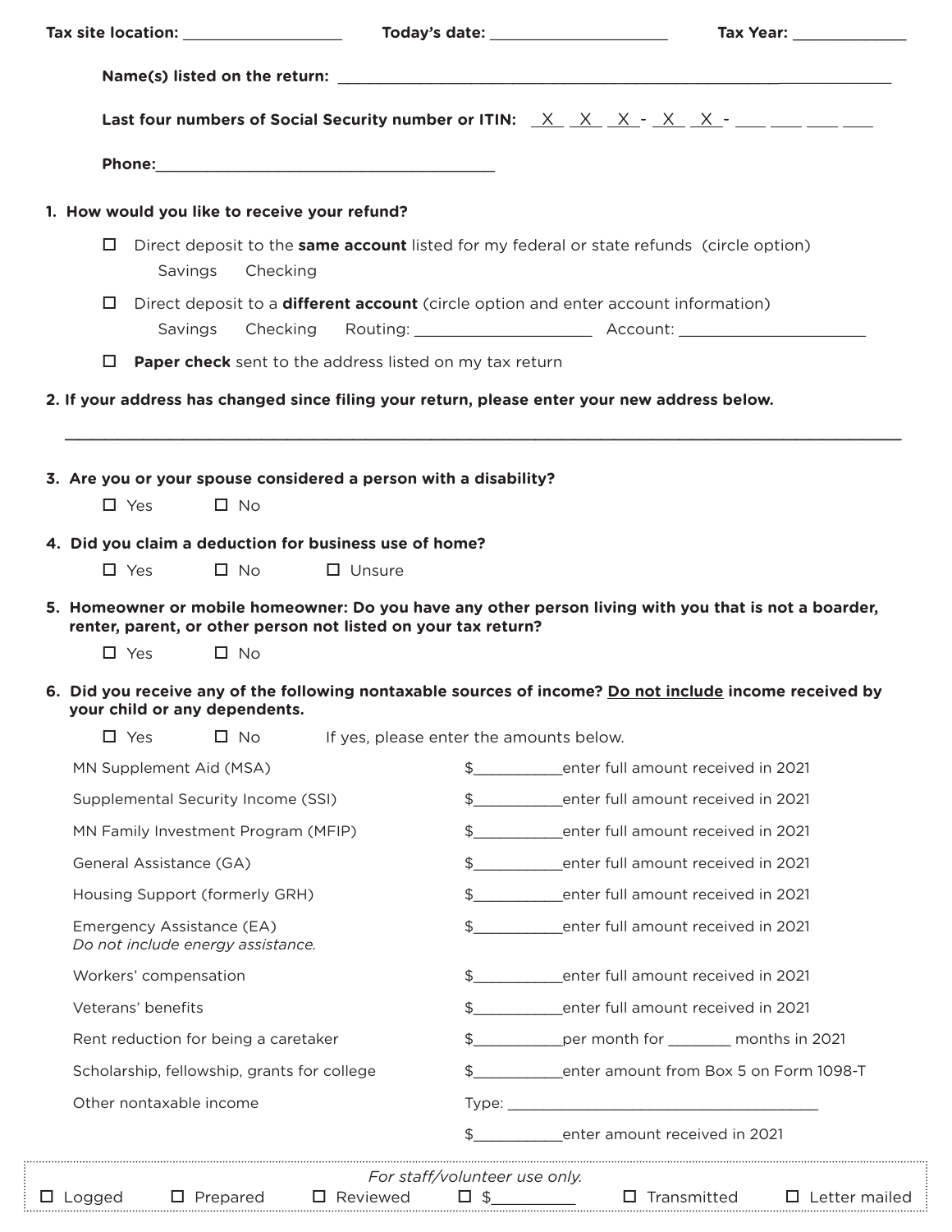**Tax site location:** __________________ **Today's date:** ____________________ **Tax Year:** ____________

**Name(s) listed on the return:** ______________________________________________________________

**Last four numbers of Social Security number or ITIN:** X X X - X X - ___ ___ ___ ___

**Phone:**______________________________________

**1. How would you like to receive your refund?**

☐ Direct deposit to the **same account** listed for my federal or state refunds (circle option)
Savings Checking

☐ Direct deposit to a **different account** (circle option and enter account information)
Savings Checking Routing: ____________________ Account: _____________________

☐ **Paper check** sent to the address listed on my tax return

**2. If your address has changed since filing your return, please enter your new address below.**

_____________________________________________________________________________________________

**3. Are you or your spouse considered a person with a disability?**

☐ Yes ☐ No

**4. Did you claim a deduction for business use of home?**

☐ Yes ☐ No ☐ Unsure

**5. Homeowner or mobile homeowner: Do you have any other person living with you that is not a boarder, renter, parent, or other person not listed on your tax return?**

☐ Yes ☐ No

**6. Did you receive any of the following nontaxable sources of income? Do not include income received by your child or any dependents.**

☐ Yes ☐ No If yes, please enter the amounts below.

| | |
|---|---|
| MN Supplement Aid (MSA) | $__________enter full amount received in 2021 |
| Supplemental Security Income (SSI) | $__________enter full amount received in 2021 |
| MN Family Investment Program (MFIP) | $__________enter full amount received in 2021 |
| General Assistance (GA) | $__________enter full amount received in 2021 |
| Housing Support (formerly GRH) | $__________enter full amount received in 2021 |
| Emergency Assistance (EA) *Do not include energy assistance.* | $__________enter full amount received in 2021 |
| Workers' compensation | $__________enter full amount received in 2021 |
| Veterans' benefits | $__________enter full amount received in 2021 |
| Rent reduction for being a caretaker | $__________per month for _______ months in 2021 |
| Scholarship, fellowship, grants for college | $__________enter amount from Box 5 on Form 1098-T |
| Other nontaxable income | Type: ____________________________________ |
| | $__________enter amount received in 2021 |

*For staff/volunteer use only.*

☐ Logged ☐ Prepared ☐ Reviewed ☐ $_________ ☐ Transmitted ☐ Letter mailed